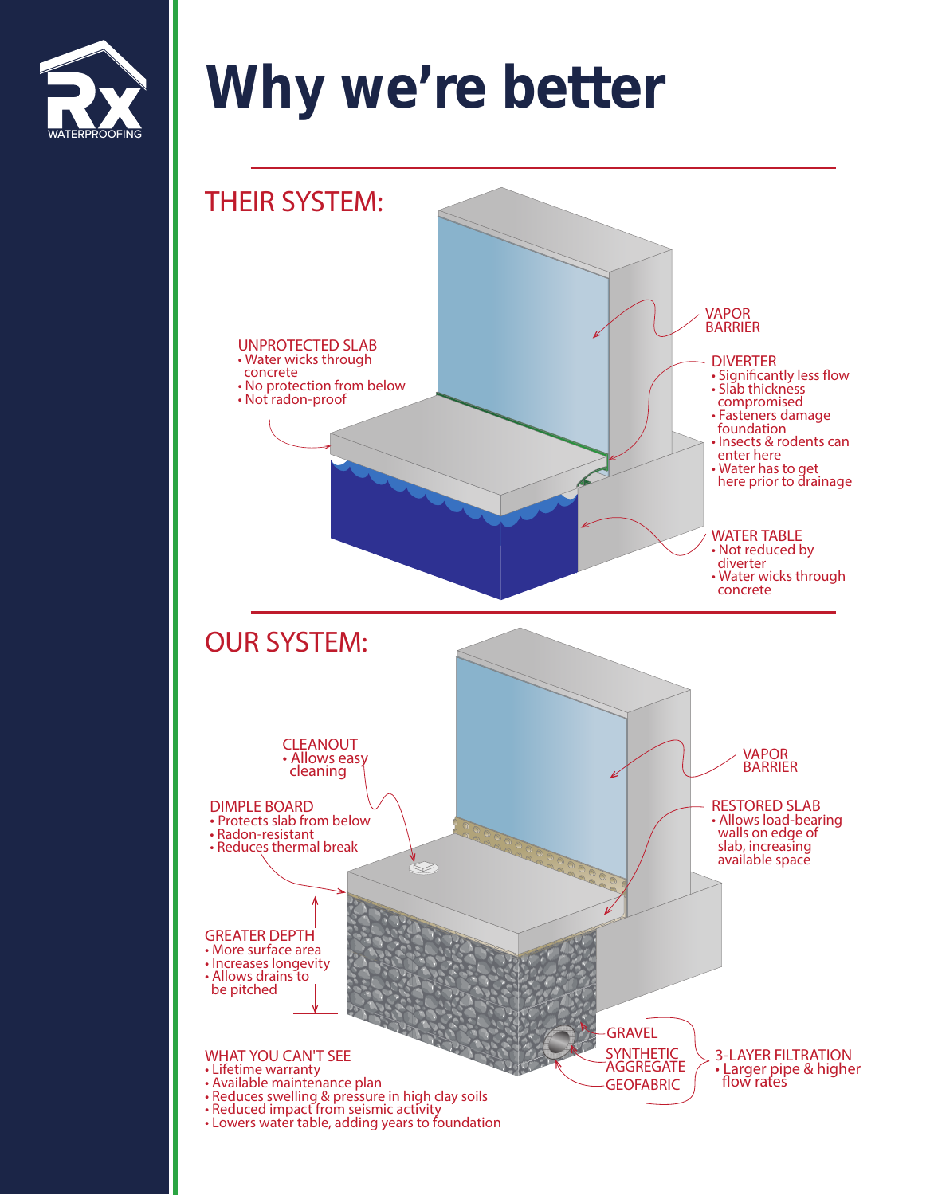Rx WATERPROOFING

# Why we're better

## THEIR SYSTEM:

**UNPROTECTED SLAB**
- Water wicks through concrete
- No protection from below
- Not radon-proof

**VAPOR BARRIER**

**DIVERTER**
- Significantly less flow
- Slab thickness compromised
- Fasteners damage foundation
- Insects & rodents can enter here
- Water has to get here prior to drainage

**WATER TABLE**
- Not reduced by diverter
- Water wicks through concrete

## OUR SYSTEM:

**CLEANOUT**
- Allows easy cleaning

**DIMPLE BOARD**
- Protects slab from below
- Radon-resistant
- Reduces thermal break

**VAPOR BARRIER**

**RESTORED SLAB**
- Allows load-bearing walls on edge of slab, increasing available space

**GREATER DEPTH**
- More surface area
- Increases longevity
- Allows drains to be pitched

**GRAVEL**

**SYNTHETIC AGGREGATE**

**GEOFABRIC**

**3-LAYER FILTRATION**
- Larger pipe & higher flow rates

**WHAT YOU CAN'T SEE**
- Lifetime warranty
- Available maintenance plan
- Reduces swelling & pressure in high clay soils
- Reduced impact from seismic activity
- Lowers water table, adding years to foundation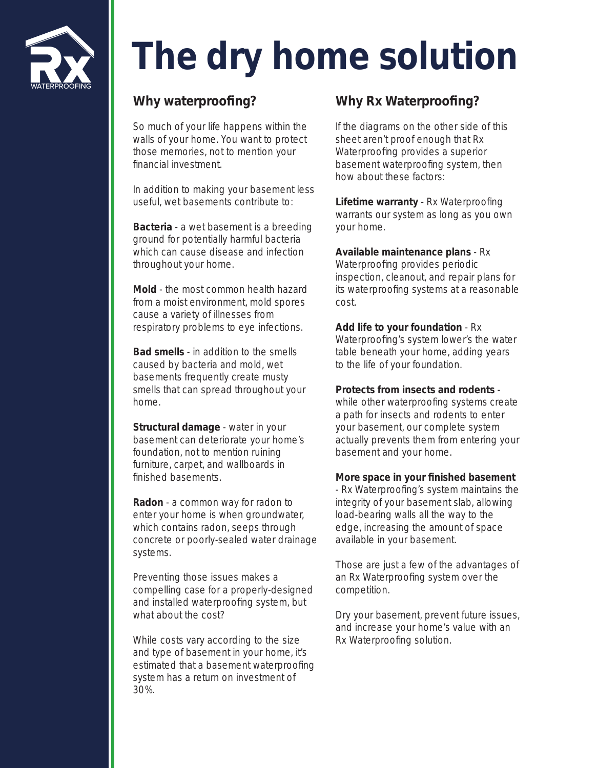# The dry home solution

## Why waterproofing?

So much of your life happens within the walls of your home. You want to protect those memories, not to mention your financial investment.

In addition to making your basement less useful, wet basements contribute to:

**Bacteria** - a wet basement is a breeding ground for potentially harmful bacteria which can cause disease and infection throughout your home.

**Mold** - the most common health hazard from a moist environment, mold spores cause a variety of illnesses from respiratory problems to eye infections.

**Bad smells** - in addition to the smells caused by bacteria and mold, wet basements frequently create musty smells that can spread throughout your home.

**Structural damage** - water in your basement can deteriorate your home's foundation, not to mention ruining furniture, carpet, and wallboards in finished basements.

**Radon** - a common way for radon to enter your home is when groundwater, which contains radon, seeps through concrete or poorly-sealed water drainage systems.

Preventing those issues makes a compelling case for a properly-designed and installed waterproofing system, but what about the cost?

While costs vary according to the size and type of basement in your home, it's estimated that a basement waterproofing system has a return on investment of 30%.

## Why Rx Waterproofing?

If the diagrams on the other side of this sheet aren't proof enough that Rx Waterproofing provides a superior basement waterproofing system, then how about these factors:

**Lifetime warranty** - Rx Waterproofing warrants our system as long as you own your home.

**Available maintenance plans** - Rx Waterproofing provides periodic inspection, cleanout, and repair plans for its waterproofing systems at a reasonable cost.

**Add life to your foundation** - Rx Waterproofing's system lower's the water table beneath your home, adding years to the life of your foundation.

**Protects from insects and rodents** - while other waterproofing systems create a path for insects and rodents to enter your basement, our complete system actually prevents them from entering your basement and your home.

**More space in your finished basement** - Rx Waterproofing's system maintains the integrity of your basement slab, allowing load-bearing walls all the way to the edge, increasing the amount of space available in your basement.

Those are just a few of the advantages of an Rx Waterproofing system over the competition.

Dry your basement, prevent future issues, and increase your home's value with an Rx Waterproofing solution.